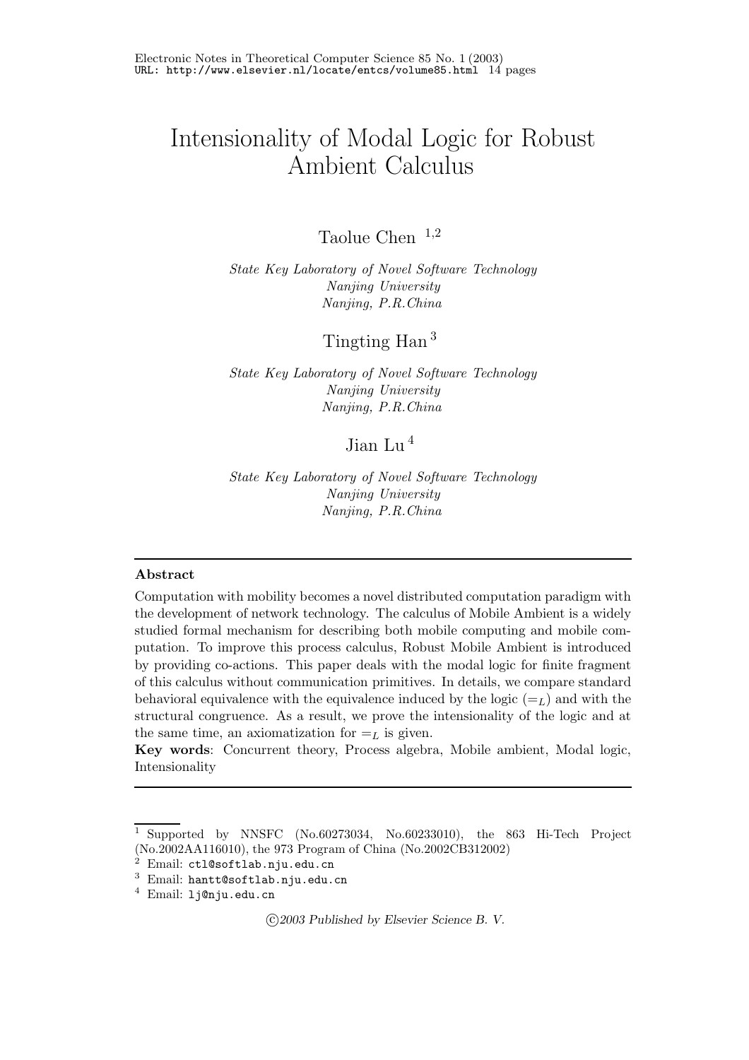# Intensionality of Modal Logic for Robust Ambient Calculus

Taolue Chen [1,2]

*State Key Laboratory of Novel Software Technology*
*Nanjing University*
*Nanjing, P.R.China*

Tingting Han [3]

*State Key Laboratory of Novel Software Technology*
*Nanjing University*
*Nanjing, P.R.China*

Jian Lu [4]

*State Key Laboratory of Novel Software Technology*
*Nanjing University*
*Nanjing, P.R.China*

---

**Abstract**

Computation with mobility becomes a novel distributed computation paradigm with the development of network technology. The calculus of Mobile Ambient is a widely studied formal mechanism for describing both mobile computing and mobile computation. To improve this process calculus, Robust Mobile Ambient is introduced by providing co-actions. This paper deals with the modal logic for finite fragment of this calculus without communication primitives. In details, we compare standard behavioral equivalence with the equivalence induced by the logic ($=_L$) and with the structural congruence. As a result, we prove the intensionality of the logic and at the same time, an axiomatization for $=_L$ is given.

**Key words**: Concurrent theory, Process algebra, Mobile ambient, Modal logic, Intensionality

---

[1] Supported by NNSFC (No.60273034, No.60233010), the 863 Hi-Tech Project (No.2002AA116010), the 973 Program of China (No.2002CB312002)

[2] Email: ctl@softlab.nju.edu.cn

[3] Email: hantt@softlab.nju.edu.cn

[4] Email: lj@nju.edu.cn

©2003 Published by Elsevier Science B. V.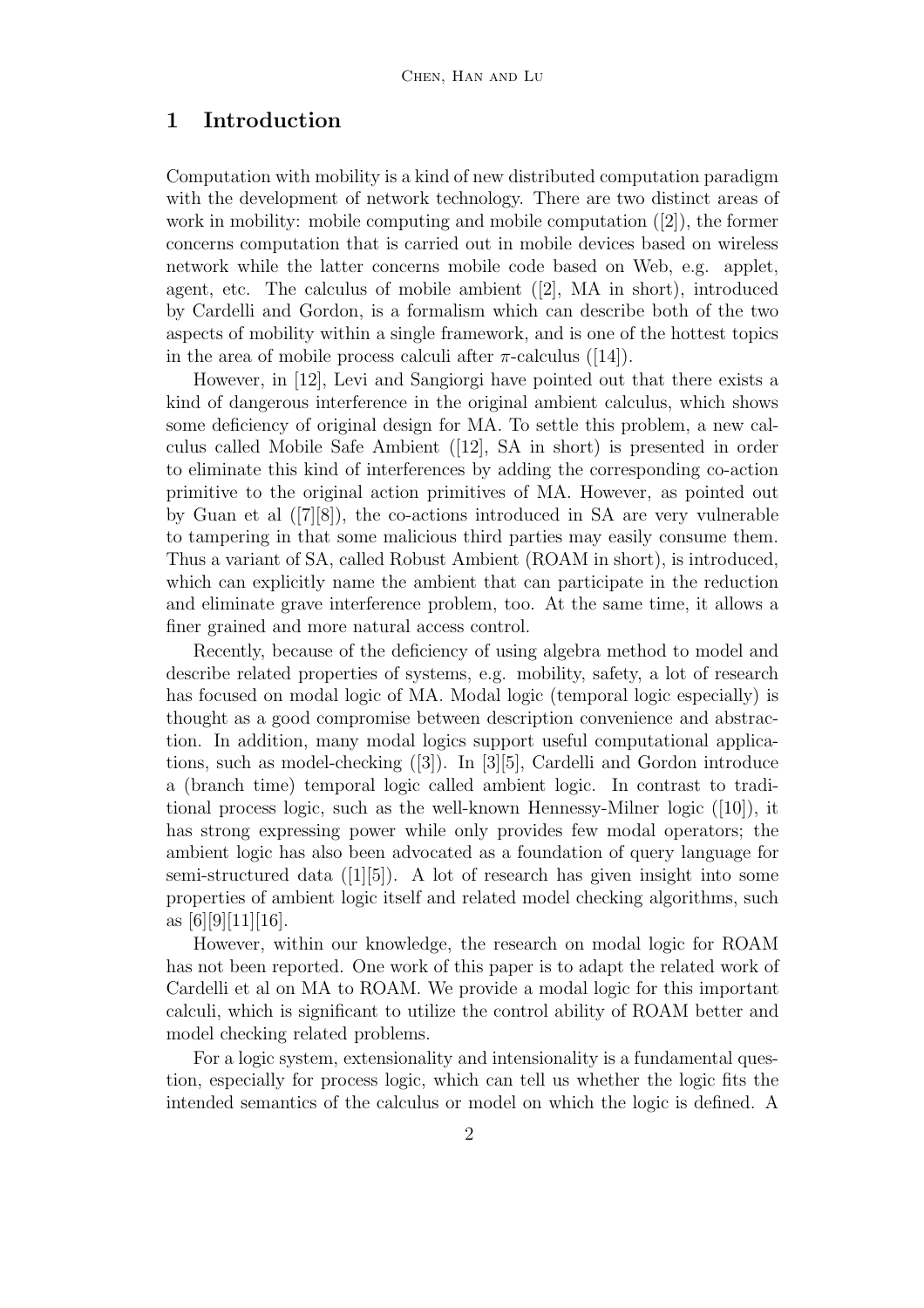# 1 Introduction

Computation with mobility is a kind of new distributed computation paradigm with the development of network technology. There are two distinct areas of work in mobility: mobile computing and mobile computation ([2]), the former concerns computation that is carried out in mobile devices based on wireless network while the latter concerns mobile code based on Web, e.g. applet, agent, etc. The calculus of mobile ambient ([2], MA in short), introduced by Cardelli and Gordon, is a formalism which can describe both of the two aspects of mobility within a single framework, and is one of the hottest topics in the area of mobile process calculi after $\pi$-calculus ([14]).

However, in [12], Levi and Sangiorgi have pointed out that there exists a kind of dangerous interference in the original ambient calculus, which shows some deficiency of original design for MA. To settle this problem, a new calculus called Mobile Safe Ambient ([12], SA in short) is presented in order to eliminate this kind of interferences by adding the corresponding co-action primitive to the original action primitives of MA. However, as pointed out by Guan et al ([7][8]), the co-actions introduced in SA are very vulnerable to tampering in that some malicious third parties may easily consume them. Thus a variant of SA, called Robust Ambient (ROAM in short), is introduced, which can explicitly name the ambient that can participate in the reduction and eliminate grave interference problem, too. At the same time, it allows a finer grained and more natural access control.

Recently, because of the deficiency of using algebra method to model and describe related properties of systems, e.g. mobility, safety, a lot of research has focused on modal logic of MA. Modal logic (temporal logic especially) is thought as a good compromise between description convenience and abstraction. In addition, many modal logics support useful computational applications, such as model-checking ([3]). In [3][5], Cardelli and Gordon introduce a (branch time) temporal logic called ambient logic. In contrast to traditional process logic, such as the well-known Hennessy-Milner logic ([10]), it has strong expressing power while only provides few modal operators; the ambient logic has also been advocated as a foundation of query language for semi-structured data ([1][5]). A lot of research has given insight into some properties of ambient logic itself and related model checking algorithms, such as [6][9][11][16].

However, within our knowledge, the research on modal logic for ROAM has not been reported. One work of this paper is to adapt the related work of Cardelli et al on MA to ROAM. We provide a modal logic for this important calculi, which is significant to utilize the control ability of ROAM better and model checking related problems.

For a logic system, extensionality and intensionality is a fundamental question, especially for process logic, which can tell us whether the logic fits the intended semantics of the calculus or model on which the logic is defined. A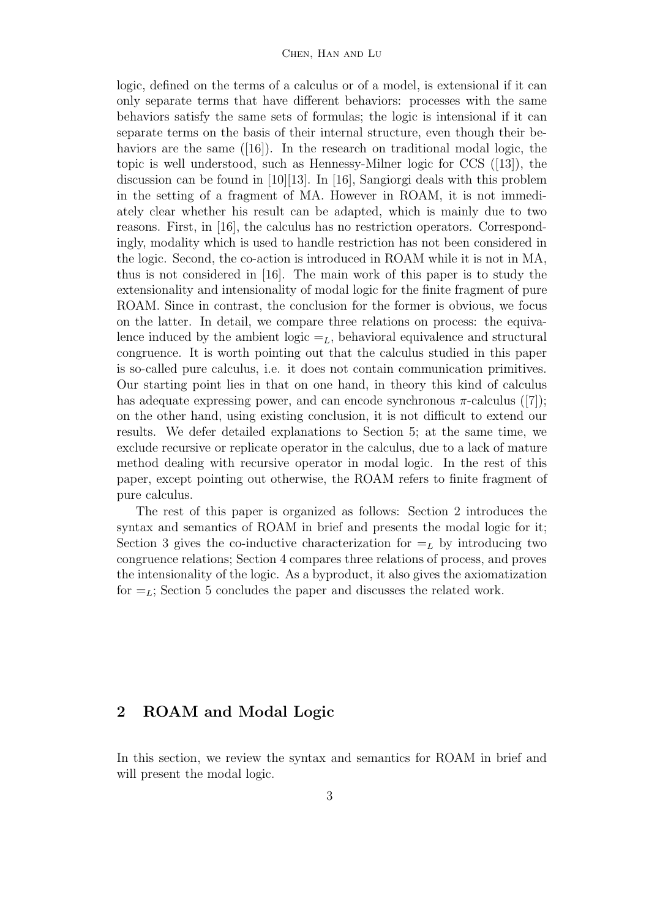logic, defined on the terms of a calculus or of a model, is extensional if it can only separate terms that have different behaviors: processes with the same behaviors satisfy the same sets of formulas; the logic is intensional if it can separate terms on the basis of their internal structure, even though their behaviors are the same ([16]). In the research on traditional modal logic, the topic is well understood, such as Hennessy-Milner logic for CCS ([13]), the discussion can be found in [10][13]. In [16], Sangiorgi deals with this problem in the setting of a fragment of MA. However in ROAM, it is not immediately clear whether his result can be adapted, which is mainly due to two reasons. First, in [16], the calculus has no restriction operators. Correspondingly, modality which is used to handle restriction has not been considered in the logic. Second, the co-action is introduced in ROAM while it is not in MA, thus is not considered in [16]. The main work of this paper is to study the extensionality and intensionality of modal logic for the finite fragment of pure ROAM. Since in contrast, the conclusion for the former is obvious, we focus on the latter. In detail, we compare three relations on process: the equivalence induced by the ambient logic $=_L$, behavioral equivalence and structural congruence. It is worth pointing out that the calculus studied in this paper is so-called pure calculus, i.e. it does not contain communication primitives. Our starting point lies in that on one hand, in theory this kind of calculus has adequate expressing power, and can encode synchronous $\pi$-calculus ([7]); on the other hand, using existing conclusion, it is not difficult to extend our results. We defer detailed explanations to Section 5; at the same time, we exclude recursive or replicate operator in the calculus, due to a lack of mature method dealing with recursive operator in modal logic. In the rest of this paper, except pointing out otherwise, the ROAM refers to finite fragment of pure calculus.

The rest of this paper is organized as follows: Section 2 introduces the syntax and semantics of ROAM in brief and presents the modal logic for it; Section 3 gives the co-inductive characterization for $=_L$ by introducing two congruence relations; Section 4 compares three relations of process, and proves the intensionality of the logic. As a byproduct, it also gives the axiomatization for $=_L$; Section 5 concludes the paper and discusses the related work.

## 2 ROAM and Modal Logic

In this section, we review the syntax and semantics for ROAM in brief and will present the modal logic.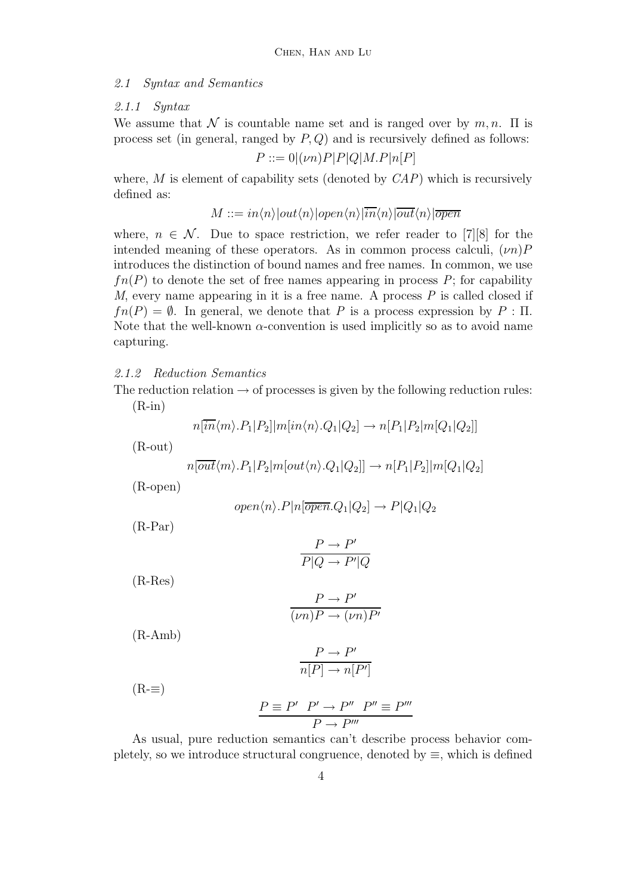### 2.1 Syntax and Semantics

#### 2.1.1 Syntax

We assume that $\mathcal{N}$ is countable name set and is ranged over by $m, n$. $\Pi$ is process set (in general, ranged by $P, Q$) and is recursively defined as follows:

$$P ::= 0|(\nu n)P|P|Q|M.P|n[P]$$

where, $M$ is element of capability sets (denoted by $CAP$) which is recursively defined as:

$$M ::= in\langle n\rangle|out\langle n\rangle|open\langle n\rangle|\overline{in}\langle n\rangle|\overline{out}\langle n\rangle|\overline{open}$$

where, $n \in \mathcal{N}$. Due to space restriction, we refer reader to [7][8] for the intended meaning of these operators. As in common process calculi, $(\nu n)P$ introduces the distinction of bound names and free names. In common, we use $fn(P)$ to denote the set of free names appearing in process $P$; for capability $M$, every name appearing in it is a free name. A process $P$ is called closed if $fn(P) = \emptyset$. In general, we denote that $P$ is a process expression by $P : \Pi$. Note that the well-known $\alpha$-convention is used implicitly so as to avoid name capturing.

#### 2.1.2 Reduction Semantics

The reduction relation $\rightarrow$ of processes is given by the following reduction rules:

(R-in)

$$n[\overline{in}\langle m\rangle.P_1|P_2]|m[in\langle n\rangle.Q_1|Q_2] \rightarrow n[P_1|P_2|m[Q_1|Q_2]]$$

(R-out)

$$n[\overline{out}\langle m\rangle.P_1|P_2|m[out\langle n\rangle.Q_1|Q_2]] \rightarrow n[P_1|P_2]|m[Q_1|Q_2]$$

(R-open)

$$open\langle n\rangle.P|n[\overline{open}.Q_1|Q_2] \rightarrow P|Q_1|Q_2$$

(R-Par)

$$\frac{P \rightarrow P'}{P|Q \rightarrow P'|Q}$$

(R-Res)

$$\frac{P \rightarrow P'}{(\nu n)P \rightarrow (\nu n)P'}$$

(R-Amb)

$$\frac{P \rightarrow P'}{n[P] \rightarrow n[P']}$$

(R-$\equiv$)

$$\frac{P \equiv P' \quad P' \rightarrow P'' \quad P'' \equiv P'''}{P \rightarrow P'''}$$

As usual, pure reduction semantics can't describe process behavior completely, so we introduce structural congruence, denoted by $\equiv$, which is defined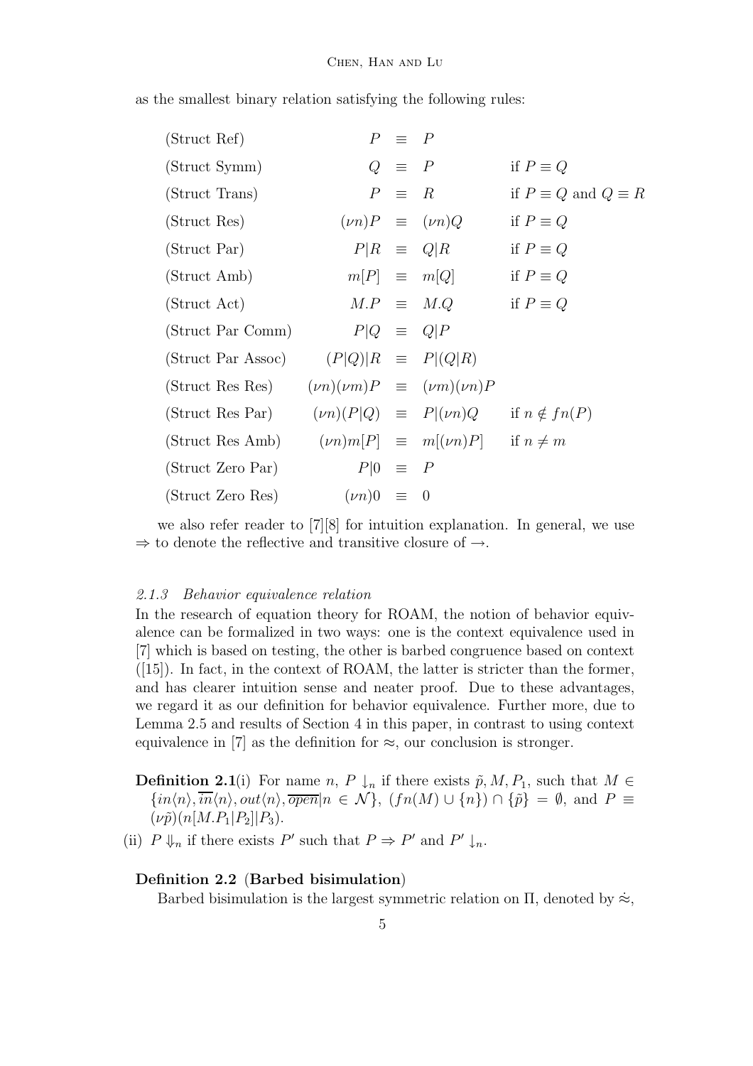as the smallest binary relation satisfying the following rules:

| | | |
|---|---|---|
| (Struct Ref) | $P \equiv P$ | |
| (Struct Symm) | $Q \equiv P$ | if $P \equiv Q$ |
| (Struct Trans) | $P \equiv R$ | if $P \equiv Q$ and $Q \equiv R$ |
| (Struct Res) | $(\nu n)P \equiv (\nu n)Q$ | if $P \equiv Q$ |
| (Struct Par) | $P\vert R \equiv Q\vert R$ | if $P \equiv Q$ |
| (Struct Amb) | $m[P] \equiv m[Q]$ | if $P \equiv Q$ |
| (Struct Act) | $M.P \equiv M.Q$ | if $P \equiv Q$ |
| (Struct Par Comm) | $P\vert Q \equiv Q\vert P$ | |
| (Struct Par Assoc) | $(P\vert Q)\vert R \equiv P\vert (Q\vert R)$ | |
| (Struct Res Res) | $(\nu n)(\nu m)P \equiv (\nu m)(\nu n)P$ | |
| (Struct Res Par) | $(\nu n)(P\vert Q) \equiv P\vert (\nu n)Q$ | if $n \notin fn(P)$ |
| (Struct Res Amb) | $(\nu n)m[P] \equiv m[(\nu n)P]$ | if $n \neq m$ |
| (Struct Zero Par) | $P\vert 0 \equiv P$ | |
| (Struct Zero Res) | $(\nu n)0 \equiv 0$ | |

we also refer reader to [7][8] for intuition explanation. In general, we use $\Rightarrow$ to denote the reflective and transitive closure of $\rightarrow$.

#### *2.1.3 Behavior equivalence relation*

In the research of equation theory for ROAM, the notion of behavior equivalence can be formalized in two ways: one is the context equivalence used in [7] which is based on testing, the other is barbed congruence based on context ([15]). In fact, in the context of ROAM, the latter is stricter than the former, and has clearer intuition sense and neater proof. Due to these advantages, we regard it as our definition for behavior equivalence. Further more, due to Lemma 2.5 and results of Section 4 in this paper, in contrast to using context equivalence in [7] as the definition for $\approx$, our conclusion is stronger.

**Definition 2.1**(i) For name $n$, $P \downarrow_n$ if there exists $\tilde{p}, M, P_1$, such that $M \in \{in\langle n\rangle, \overline{in}\langle n\rangle, out\langle n\rangle, \overline{open} | n \in \mathcal{N}\}$, $(fn(M) \cup \{n\}) \cap \{\tilde{p}\} = \emptyset$, and $P \equiv (\nu\tilde{p})(n[M.P_1|P_2]|P_3)$.

(ii) $P \Downarrow_n$ if there exists $P'$ such that $P \Rightarrow P'$ and $P' \downarrow_n$.

**Definition 2.2** (**Barbed bisimulation**)
Barbed bisimulation is the largest symmetric relation on $\Pi$, denoted by $\dot{\approx}$,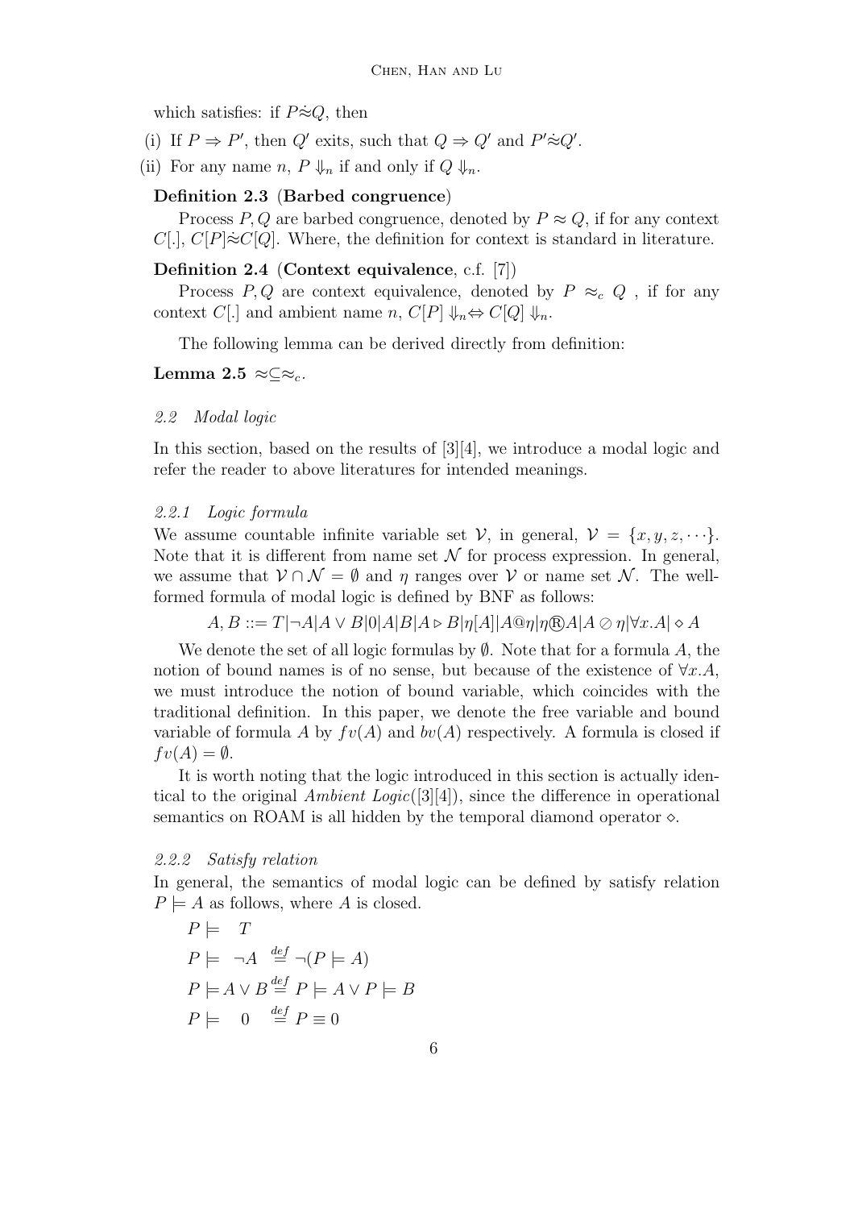which satisfies: if $P \dot{\approx} Q$, then

(i) If $P \Rightarrow P'$, then $Q'$ exits, such that $Q \Rightarrow Q'$ and $P' \dot{\approx} Q'$.

(ii) For any name $n$, $P \Downarrow_n$ if and only if $Q \Downarrow_n$.

**Definition 2.3** (**Barbed congruence**)

Process $P, Q$ are barbed congruence, denoted by $P \approx Q$, if for any context $C[.]$, $C[P] \dot{\approx} C[Q]$. Where, the definition for context is standard in literature.

**Definition 2.4** (**Context equivalence**, c.f. [7])

Process $P, Q$ are context equivalence, denoted by $P \approx_c Q$ , if for any context $C[.]$ and ambient name $n$, $C[P] \Downarrow_n \Leftrightarrow C[Q] \Downarrow_n$.

The following lemma can be derived directly from definition:

**Lemma 2.5** $\approx \subseteq \approx_c$.

### *2.2 Modal logic*

In this section, based on the results of [3][4], we introduce a modal logic and refer the reader to above literatures for intended meanings.

#### *2.2.1 Logic formula*

We assume countable infinite variable set $\mathcal{V}$, in general, $\mathcal{V} = \{x, y, z, \cdots\}$. Note that it is different from name set $\mathcal{N}$ for process expression. In general, we assume that $\mathcal{V} \cap \mathcal{N} = \emptyset$ and $\eta$ ranges over $\mathcal{V}$ or name set $\mathcal{N}$. The well-formed formula of modal logic is defined by BNF as follows:

$$A, B ::= T | \neg A | A \vee B | 0 | A | B | A \triangleright B | \eta[A] | A@\eta | \eta \circledR A | A \oslash \eta | \forall x.A | \diamond A$$

We denote the set of all logic formulas by $\emptyset$. Note that for a formula $A$, the notion of bound names is of no sense, but because of the existence of $\forall x.A$, we must introduce the notion of bound variable, which coincides with the traditional definition. In this paper, we denote the free variable and bound variable of formula $A$ by $fv(A)$ and $bv(A)$ respectively. A formula is closed if $fv(A) = \emptyset$.

It is worth noting that the logic introduced in this section is actually identical to the original *Ambient Logic*([3][4]), since the difference in operational semantics on ROAM is all hidden by the temporal diamond operator $\diamond$.

#### *2.2.2 Satisfy relation*

In general, the semantics of modal logic can be defined by satisfy relation $P \models A$ as follows, where $A$ is closed.

$$P \models \quad T$$

$$P \models \quad \neg A \overset{def}{=} \neg(P \models A)$$

$$P \models A \vee B \overset{def}{=} P \models A \vee P \models B$$

$$P \models \quad 0 \quad \overset{def}{=} P \equiv 0$$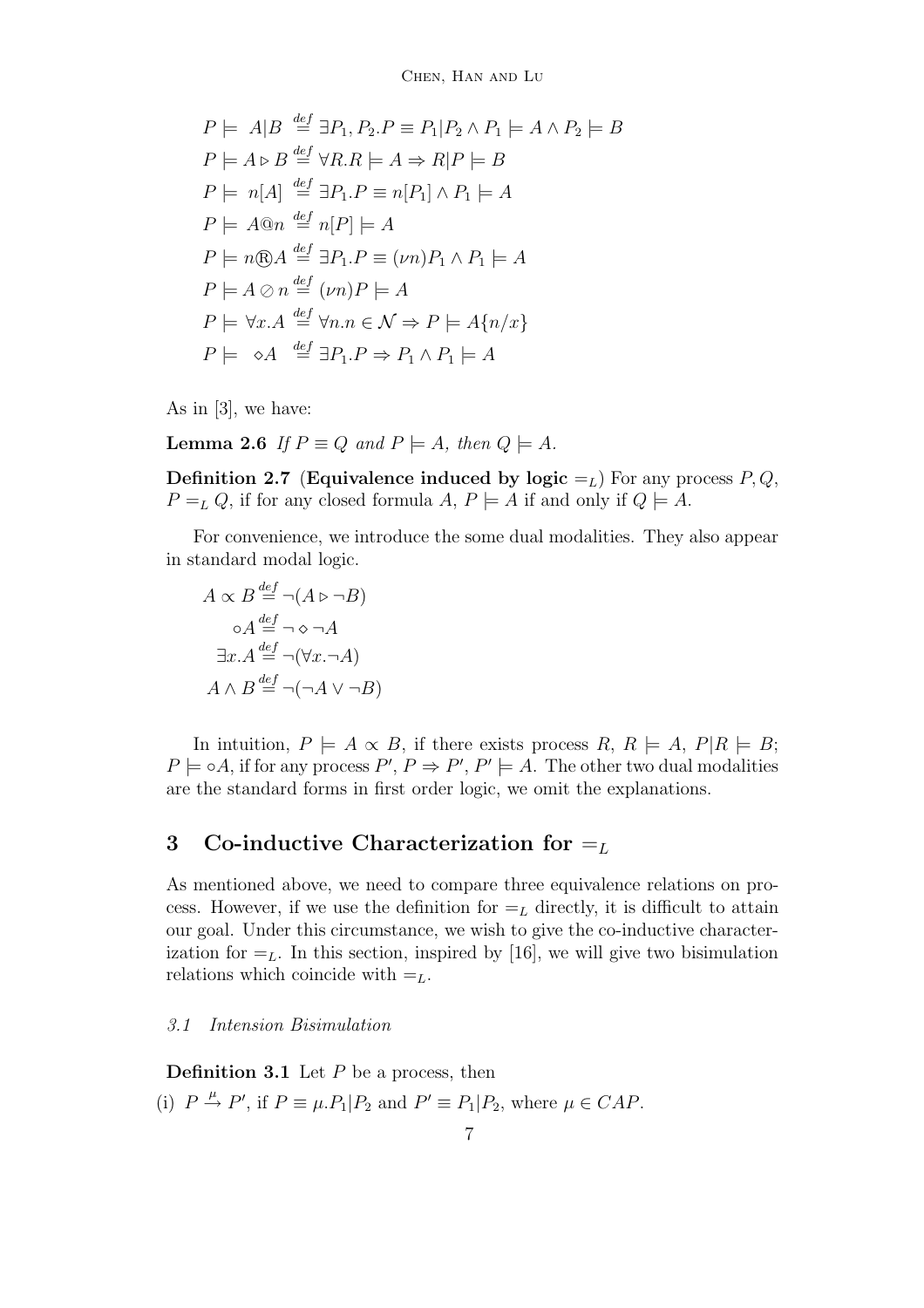$$P \models A|B \stackrel{def}{=} \exists P_1, P_2.P \equiv P_1|P_2 \wedge P_1 \models A \wedge P_2 \models B$$
$$P \models A \triangleright B \stackrel{def}{=} \forall R.R \models A \Rightarrow R|P \models B$$
$$P \models n[A] \stackrel{def}{=} \exists P_1.P \equiv n[P_1] \wedge P_1 \models A$$
$$P \models A@n \stackrel{def}{=} n[P] \models A$$
$$P \models n®A \stackrel{def}{=} \exists P_1.P \equiv (\nu n)P_1 \wedge P_1 \models A$$
$$P \models A \oslash n \stackrel{def}{=} (\nu n)P \models A$$
$$P \models \forall x.A \stackrel{def}{=} \forall n.n \in \mathcal{N} \Rightarrow P \models A\{n/x\}$$
$$P \models \diamond A \stackrel{def}{=} \exists P_1.P \Rightarrow P_1 \wedge P_1 \models A$$

As in [3], we have:

**Lemma 2.6** *If $P \equiv Q$ and $P \models A$, then $Q \models A$.*

**Definition 2.7** (**Equivalence induced by logic** $=_L$) For any process $P, Q$, $P =_L Q$, if for any closed formula $A$, $P \models A$ if and only if $Q \models A$.

For convenience, we introduce the some dual modalities. They also appear in standard modal logic.

$$A \propto B \stackrel{def}{=} \neg(A \triangleright \neg B)$$
$$\circ A \stackrel{def}{=} \neg \diamond \neg A$$
$$\exists x.A \stackrel{def}{=} \neg(\forall x.\neg A)$$
$$A \wedge B \stackrel{def}{=} \neg(\neg A \vee \neg B)$$

In intuition, $P \models A \propto B$, if there exists process $R$, $R \models A$, $P|R \models B$; $P \models \circ A$, if for any process $P'$, $P \Rightarrow P'$, $P' \models A$. The other two dual modalities are the standard forms in first order logic, we omit the explanations.

## 3 Co-inductive Characterization for $=_L$

As mentioned above, we need to compare three equivalence relations on process. However, if we use the definition for $=_L$ directly, it is difficult to attain our goal. Under this circumstance, we wish to give the co-inductive characterization for $=_L$. In this section, inspired by [16], we will give two bisimulation relations which coincide with $=_L$.

### *3.1 Intension Bisimulation*

**Definition 3.1** Let $P$ be a process, then

(i) $P \xrightarrow{\mu} P'$, if $P \equiv \mu.P_1|P_2$ and $P' \equiv P_1|P_2$, where $\mu \in CAP$.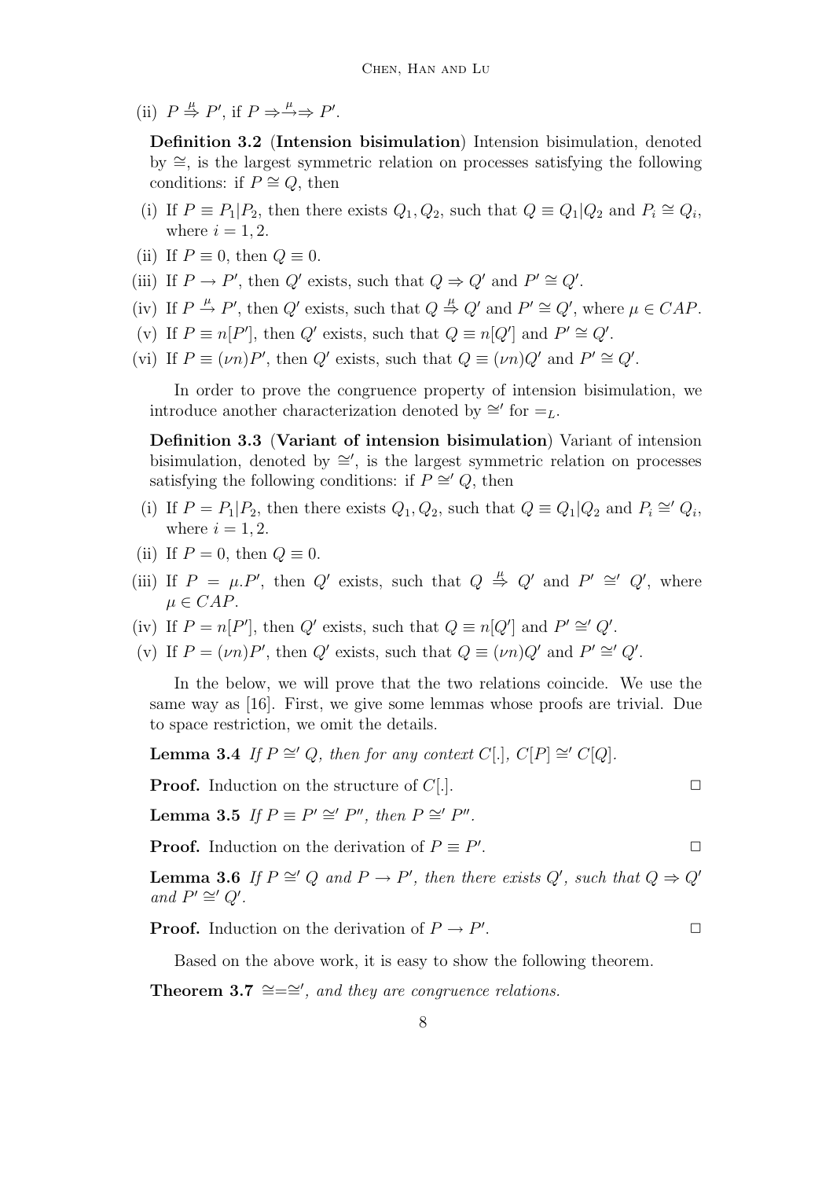(ii) $P \stackrel{\mu}{\Rightarrow} P'$, if $P \Rightarrow \stackrel{\mu}{\rightarrow} \Rightarrow P'$.

**Definition 3.2** (**Intension bisimulation**) Intension bisimulation, denoted by $\cong$, is the largest symmetric relation on processes satisfying the following conditions: if $P \cong Q$, then

(i) If $P \equiv P_1|P_2$, then there exists $Q_1, Q_2$, such that $Q \equiv Q_1|Q_2$ and $P_i \cong Q_i$, where $i = 1, 2$.

(ii) If $P \equiv 0$, then $Q \equiv 0$.

(iii) If $P \rightarrow P'$, then $Q'$ exists, such that $Q \Rightarrow Q'$ and $P' \cong Q'$.

(iv) If $P \stackrel{\mu}{\rightarrow} P'$, then $Q'$ exists, such that $Q \stackrel{\mu}{\Rightarrow} Q'$ and $P' \cong Q'$, where $\mu \in CAP$.

(v) If $P \equiv n[P']$, then $Q'$ exists, such that $Q \equiv n[Q']$ and $P' \cong Q'$.

(vi) If $P \equiv (\nu n)P'$, then $Q'$ exists, such that $Q \equiv (\nu n)Q'$ and $P' \cong Q'$.

In order to prove the congruence property of intension bisimulation, we introduce another characterization denoted by $\cong'$ for $=_L$.

**Definition 3.3** (**Variant of intension bisimulation**) Variant of intension bisimulation, denoted by $\cong'$, is the largest symmetric relation on processes satisfying the following conditions: if $P \cong' Q$, then

(i) If $P = P_1|P_2$, then there exists $Q_1, Q_2$, such that $Q \equiv Q_1|Q_2$ and $P_i \cong' Q_i$, where $i = 1, 2$.

(ii) If $P = 0$, then $Q \equiv 0$.

(iii) If $P = \mu.P'$, then $Q'$ exists, such that $Q \stackrel{\mu}{\Rightarrow} Q'$ and $P' \cong' Q'$, where $\mu \in CAP$.

(iv) If $P = n[P']$, then $Q'$ exists, such that $Q \equiv n[Q']$ and $P' \cong' Q'$.

(v) If $P = (\nu n)P'$, then $Q'$ exists, such that $Q \equiv (\nu n)Q'$ and $P' \cong' Q'$.

In the below, we will prove that the two relations coincide. We use the same way as [16]. First, we give some lemmas whose proofs are trivial. Due to space restriction, we omit the details.

**Lemma 3.4** *If $P \cong' Q$, then for any context $C[.]$, $C[P] \cong' C[Q]$.*

**Proof.** Induction on the structure of $C[.]$. □

**Lemma 3.5** *If $P \equiv P' \cong' P''$, then $P \cong' P''$.*

**Proof.** Induction on the derivation of $P \equiv P'$. □

**Lemma 3.6** *If $P \cong' Q$ and $P \rightarrow P'$, then there exists $Q'$, such that $Q \Rightarrow Q'$ and $P' \cong' Q'$.*

**Proof.** Induction on the derivation of $P \rightarrow P'$. □

Based on the above work, it is easy to show the following theorem.

**Theorem 3.7** *$\cong = \cong'$, and they are congruence relations.*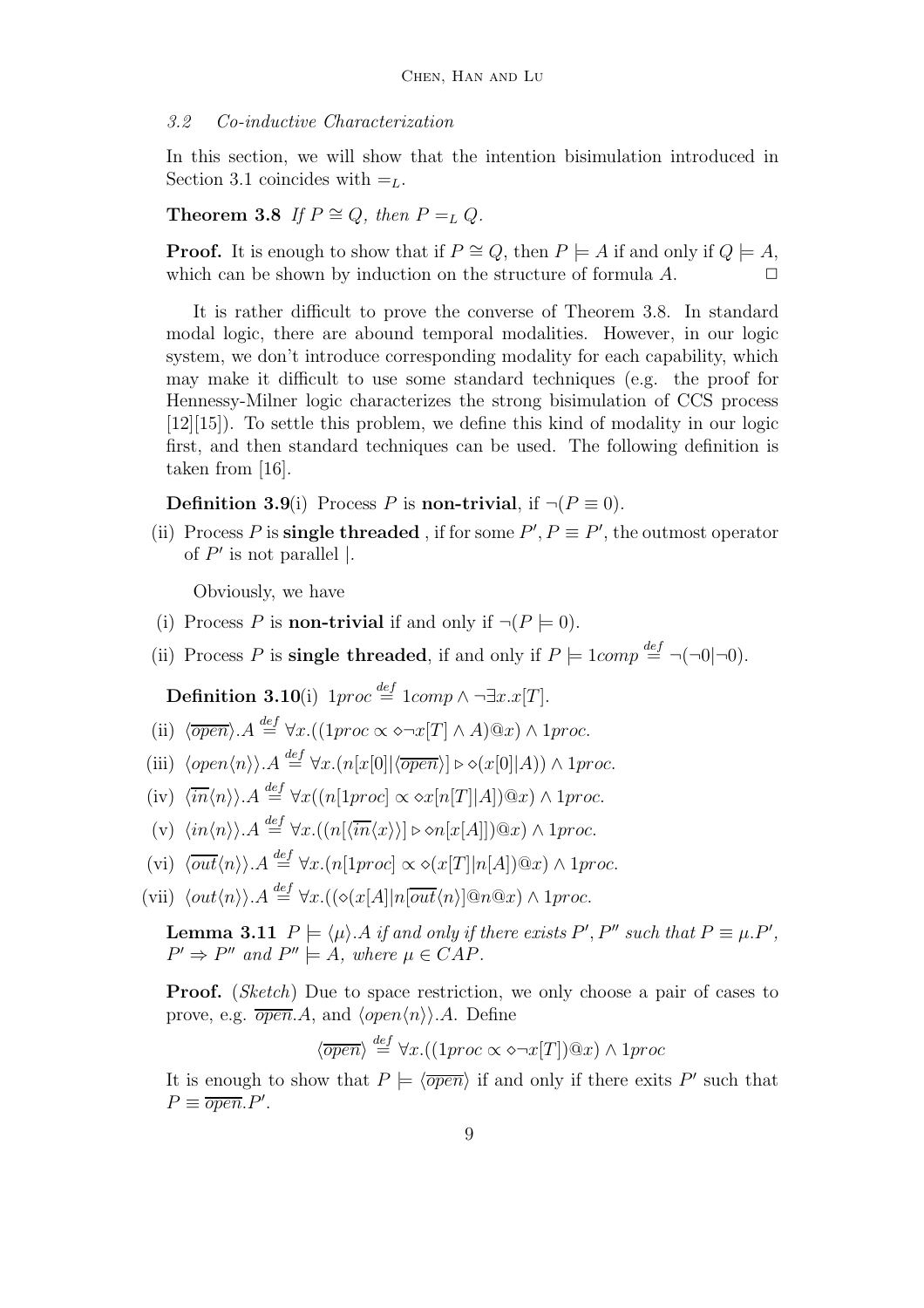### 3.2 Co-inductive Characterization

In this section, we will show that the intention bisimulation introduced in Section 3.1 coincides with $=_L$.

**Theorem 3.8** *If $P \cong Q$, then $P =_L Q$.*

**Proof.** It is enough to show that if $P \cong Q$, then $P \models A$ if and only if $Q \models A$, which can be shown by induction on the structure of formula $A$. $\Box$

It is rather difficult to prove the converse of Theorem 3.8. In standard modal logic, there are abound temporal modalities. However, in our logic system, we don't introduce corresponding modality for each capability, which may make it difficult to use some standard techniques (e.g. the proof for Hennessy-Milner logic characterizes the strong bisimulation of CCS process [12][15]). To settle this problem, we define this kind of modality in our logic first, and then standard techniques can be used. The following definition is taken from [16].

**Definition 3.9**(i) Process $P$ is **non-trivial**, if $\neg(P \equiv 0)$.

(ii) Process $P$ is **single threaded** , if for some $P', P \equiv P'$, the outmost operator of $P'$ is not parallel $|$.

Obviously, we have

(i) Process $P$ is **non-trivial** if and only if $\neg(P \models 0)$.

(ii) Process $P$ is **single threaded**, if and only if $P \models 1comp \stackrel{def}{=} \neg(\neg 0 | \neg 0)$.

**Definition 3.10**(i) $1proc \stackrel{def}{=} 1comp \wedge \neg\exists x.x[T]$.

(ii) $\langle\overline{open}\rangle.A \stackrel{def}{=} \forall x.((1proc \propto \diamond\neg x[T] \wedge A)@x) \wedge 1proc$.

(iii) $\langle open\langle n\rangle\rangle.A \stackrel{def}{=} \forall x.(n[x[0]|\langle\overline{open}\rangle] \rhd \diamond(x[0]|A)) \wedge 1proc$.

(iv) $\langle\overline{in}\langle n\rangle\rangle.A \stackrel{def}{=} \forall x((n[1proc] \propto \diamond x[n[T]|A])@x) \wedge 1proc$.

(v) $\langle in\langle n\rangle\rangle.A \stackrel{def}{=} \forall x.((n[\langle\overline{in}\langle x\rangle\rangle] \rhd \diamond n[x[A]])@x) \wedge 1proc$.

(vi) $\langle\overline{out}\langle n\rangle\rangle.A \stackrel{def}{=} \forall x.(n[1proc] \propto \diamond(x[T]|n[A])@x) \wedge 1proc$.

(vii) $\langle out\langle n\rangle\rangle.A \stackrel{def}{=} \forall x.((\diamond(x[A]|n[\overline{out}\langle n\rangle]@n@x) \wedge 1proc$.

**Lemma 3.11** *$P \models \langle\mu\rangle.A$ if and only if there exists $P', P''$ such that $P \equiv \mu.P'$, $P' \Rightarrow P''$ and $P'' \models A$, where $\mu \in CAP$.*

**Proof.** (*Sketch*) Due to space restriction, we only choose a pair of cases to prove, e.g. $\overline{open}.A$, and $\langle open\langle n\rangle\rangle.A$. Define

$$\langle\overline{open}\rangle \stackrel{def}{=} \forall x.((1proc \propto \diamond\neg x[T])@x) \wedge 1proc$$

It is enough to show that $P \models \langle\overline{open}\rangle$ if and only if there exits $P'$ such that $P \equiv \overline{open}.P'$.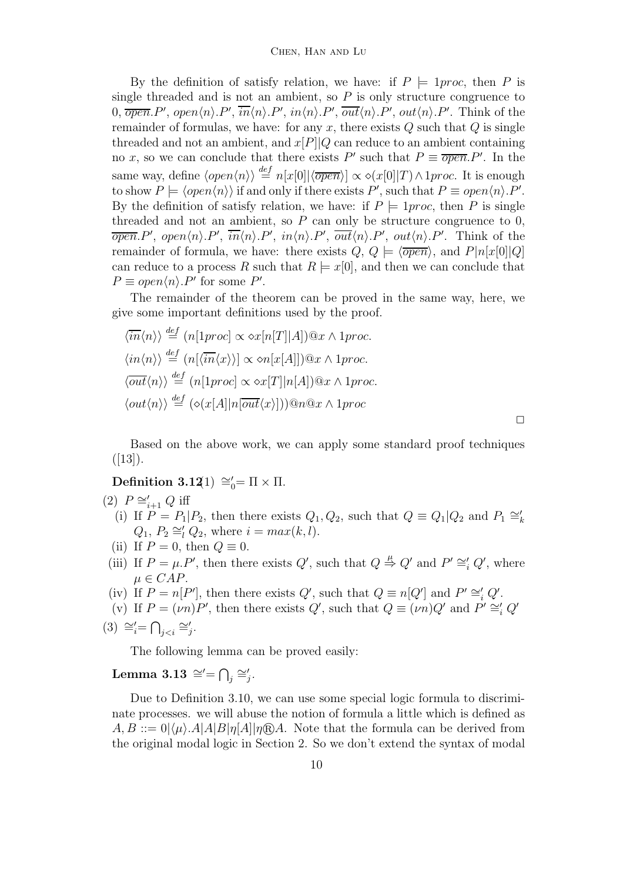By the definition of satisfy relation, we have: if $P \models 1proc$, then $P$ is single threaded and is not an ambient, so $P$ is only structure congruence to $0$, $\overline{open}.P'$, $open\langle n\rangle.P'$, $\overline{in}\langle n\rangle.P'$, $in\langle n\rangle.P'$, $\overline{out}\langle n\rangle.P'$, $out\langle n\rangle.P'$. Think of the remainder of formulas, we have: for any $x$, there exists $Q$ such that $Q$ is single threaded and not an ambient, and $x[P]|Q$ can reduce to an ambient containing no $x$, so we can conclude that there exists $P'$ such that $P \equiv \overline{open}.P'$. In the same way, define $\langle open\langle n\rangle\rangle \stackrel{def}{=} n[x[0]|\langle\overline{open}\rangle] \propto \diamond(x[0]|T) \wedge 1proc$. It is enough to show $P \models \langle open\langle n\rangle\rangle$ if and only if there exists $P'$, such that $P \equiv open\langle n\rangle.P'$. By the definition of satisfy relation, we have: if $P \models 1proc$, then $P$ is single threaded and not an ambient, so $P$ can only be structure congruence to $0$, $\overline{open}.P'$, $open\langle n\rangle.P'$, $\overline{in}\langle n\rangle.P'$, $in\langle n\rangle.P'$, $\overline{out}\langle n\rangle.P'$, $out\langle n\rangle.P'$. Think of the remainder of formula, we have: there exists $Q$, $Q \models \langle\overline{open}\rangle$, and $P|n[x[0]|Q]$ can reduce to a process $R$ such that $R \models x[0]$, and then we can conclude that $P \equiv open\langle n\rangle.P'$ for some $P'$.

The remainder of the theorem can be proved in the same way, here, we give some important definitions used by the proof.

$$\langle\overline{in}\langle n\rangle\rangle \stackrel{def}{=} (n[1proc] \propto \diamond x[n[T]|A])@x \wedge 1proc.$$

$$\langle in\langle n\rangle\rangle \stackrel{def}{=} (n[\langle\overline{in}\langle x\rangle\rangle] \propto \diamond n[x[A]])@x \wedge 1proc.$$

$$\langle\overline{out}\langle n\rangle\rangle \stackrel{def}{=} (n[1proc] \propto \diamond x[T]|n[A])@x \wedge 1proc.$$

$$\langle out\langle n\rangle\rangle \stackrel{def}{=} (\diamond(x[A]|n[\overline{out}\langle x\rangle]))@n@x \wedge 1proc$$

□

Based on the above work, we can apply some standard proof techniques ([13]).

**Definition 3.12** (1) $\cong'_0 = \Pi \times \Pi$.

(2) $P \cong'_{i+1} Q$ iff

- (i) If $P = P_1|P_2$, then there exists $Q_1, Q_2$, such that $Q \equiv Q_1|Q_2$ and $P_1 \cong'_k Q_1$, $P_2 \cong'_l Q_2$, where $i = max(k, l)$.
- (ii) If $P = 0$, then $Q \equiv 0$.
- (iii) If $P = \mu.P'$, then there exists $Q'$, such that $Q \stackrel{\mu}{\Rightarrow} Q'$ and $P' \cong'_i Q'$, where $\mu \in CAP$.
- (iv) If $P = n[P']$, then there exists $Q'$, such that $Q \equiv n[Q']$ and $P' \cong'_i Q'$.
- (v) If $P = (\nu n)P'$, then there exists $Q'$, such that $Q \equiv (\nu n)Q'$ and $P' \cong'_i Q'$

(3) $\cong'_i = \bigcap_{j<i} \cong'_j$.

The following lemma can be proved easily:

**Lemma 3.13** $\cong' = \bigcap_j \cong'_j$.

Due to Definition 3.10, we can use some special logic formula to discriminate processes. we will abuse the notion of formula a little which is defined as $A, B ::= 0|\langle\mu\rangle.A|A|B|\eta[A]|\eta Ⓡ A$. Note that the formula can be derived from the original modal logic in Section 2. So we don't extend the syntax of modal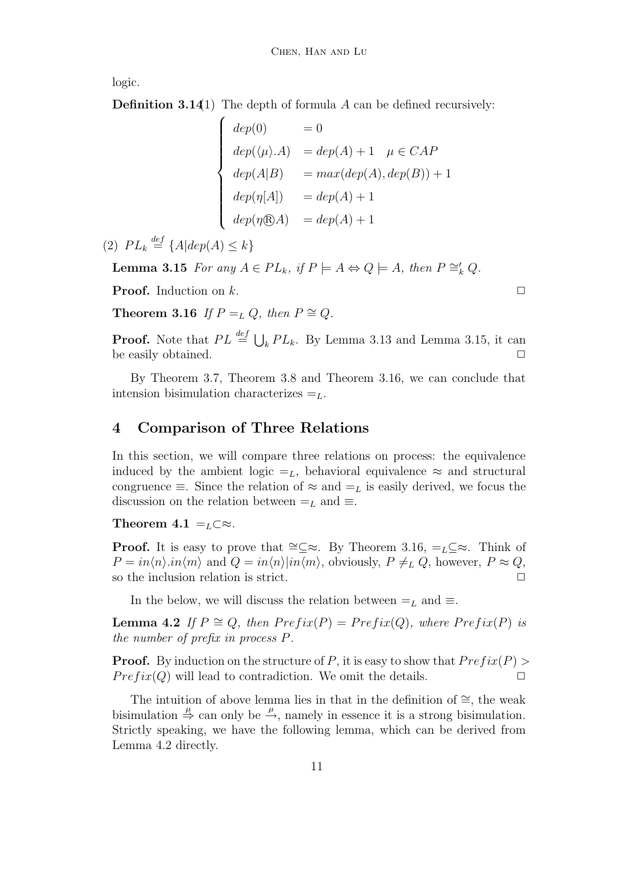logic.

**Definition 3.14** (1) The depth of formula $A$ can be defined recursively:

$$
\begin{cases}
dep(0) & = 0 \\
dep(\langle\mu\rangle.A) & = dep(A) + 1 \quad \mu \in CAP \\
dep(A|B) & = max(dep(A), dep(B)) + 1 \\
dep(\eta[A]) & = dep(A) + 1 \\
dep(\eta \circledR A) & = dep(A) + 1
\end{cases}
$$

(2) $PL_k \stackrel{def}{=} \{A | dep(A) \leq k\}$

**Lemma 3.15** *For any $A \in PL_k$, if $P \models A \Leftrightarrow Q \models A$, then $P \cong'_k Q$.*

**Proof.** Induction on $k$. $\Box$

**Theorem 3.16** *If $P =_L Q$, then $P \cong Q$.*

**Proof.** Note that $PL \stackrel{def}{=} \bigcup_k PL_k$. By Lemma 3.13 and Lemma 3.15, it can be easily obtained. $\Box$

By Theorem 3.7, Theorem 3.8 and Theorem 3.16, we can conclude that intension bisimulation characterizes $=_L$.

## 4 Comparison of Three Relations

In this section, we will compare three relations on process: the equivalence induced by the ambient logic $=_L$, behavioral equivalence $\approx$ and structural congruence $\equiv$. Since the relation of $\approx$ and $=_L$ is easily derived, we focus the discussion on the relation between $=_L$ and $\equiv$.

**Theorem 4.1** $=_L \subset \approx$.

**Proof.** It is easy to prove that $\cong \subseteq \approx$. By Theorem 3.16, $=_L \subseteq \approx$. Think of $P = in\langle n\rangle.in\langle m\rangle$ and $Q = in\langle n\rangle | in\langle m\rangle$, obviously, $P \neq_L Q$, however, $P \approx Q$, so the inclusion relation is strict. $\Box$

In the below, we will discuss the relation between $=_L$ and $\equiv$.

**Lemma 4.2** *If $P \cong Q$, then $Prefix(P) = Prefix(Q)$, where $Prefix(P)$ is the number of prefix in process $P$.*

**Proof.** By induction on the structure of $P$, it is easy to show that $Prefix(P) > Prefix(Q)$ will lead to contradiction. We omit the details. $\Box$

The intuition of above lemma lies in that in the definition of $\cong$, the weak bisimulation $\stackrel{\mu}{\Rightarrow}$ can only be $\stackrel{\mu}{\rightarrow}$, namely in essence it is a strong bisimulation. Strictly speaking, we have the following lemma, which can be derived from Lemma 4.2 directly.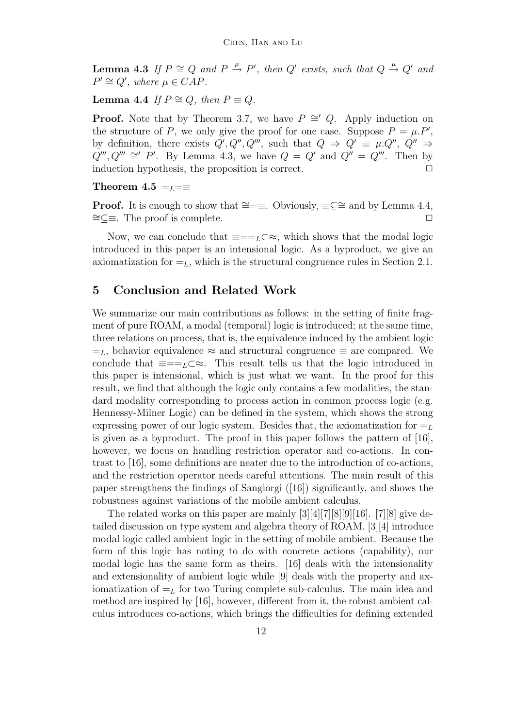**Lemma 4.3** *If $P \cong Q$ and $P \xrightarrow{\mu} P'$, then $Q'$ exists, such that $Q \xrightarrow{\mu} Q'$ and $P' \cong Q'$, where $\mu \in CAP$.*

**Lemma 4.4** *If $P \cong Q$, then $P \equiv Q$.*

**Proof.** Note that by Theorem 3.7, we have $P \cong' Q$. Apply induction on the structure of $P$, we only give the proof for one case. Suppose $P = \mu.P'$, by definition, there exists $Q', Q'', Q'''$, such that $Q \Rightarrow Q' \equiv \mu.Q''$, $Q'' \Rightarrow Q''', Q''' \cong' P'$. By Lemma 4.3, we have $Q = Q'$ and $Q'' = Q'''$. Then by induction hypothesis, the proposition is correct. □

**Theorem 4.5** $=_L = \equiv$

**Proof.** It is enough to show that $\cong = \equiv$. Obviously, $\equiv \subseteq \cong$ and by Lemma 4.4, $\cong \subseteq \equiv$. The proof is complete. □

Now, we can conclude that $\equiv = =_L \subset \approx$, which shows that the modal logic introduced in this paper is an intensional logic. As a byproduct, we give an axiomatization for $=_L$, which is the structural congruence rules in Section 2.1.

## 5 Conclusion and Related Work

We summarize our main contributions as follows: in the setting of finite fragment of pure ROAM, a modal (temporal) logic is introduced; at the same time, three relations on process, that is, the equivalence induced by the ambient logic $=_L$, behavior equivalence $\approx$ and structural congruence $\equiv$ are compared. We conclude that $\equiv = =_L \subset \approx$. This result tells us that the logic introduced in this paper is intensional, which is just what we want. In the proof for this result, we find that although the logic only contains a few modalities, the standard modality corresponding to process action in common process logic (e.g. Hennessy-Milner Logic) can be defined in the system, which shows the strong expressing power of our logic system. Besides that, the axiomatization for $=_L$ is given as a byproduct. The proof in this paper follows the pattern of [16], however, we focus on handling restriction operator and co-actions. In contrast to [16], some definitions are neater due to the introduction of co-actions, and the restriction operator needs careful attentions. The main result of this paper strengthens the findings of Sangiorgi ([16]) significantly, and shows the robustness against variations of the mobile ambient calculus.

The related works on this paper are mainly [3][4][7][8][9][16]. [7][8] give detailed discussion on type system and algebra theory of ROAM. [3][4] introduce modal logic called ambient logic in the setting of mobile ambient. Because the form of this logic has noting to do with concrete actions (capability), our modal logic has the same form as theirs. [16] deals with the intensionality and extensionality of ambient logic while [9] deals with the property and axiomatization of $=_L$ for two Turing complete sub-calculus. The main idea and method are inspired by [16], however, different from it, the robust ambient calculus introduces co-actions, which brings the difficulties for defining extended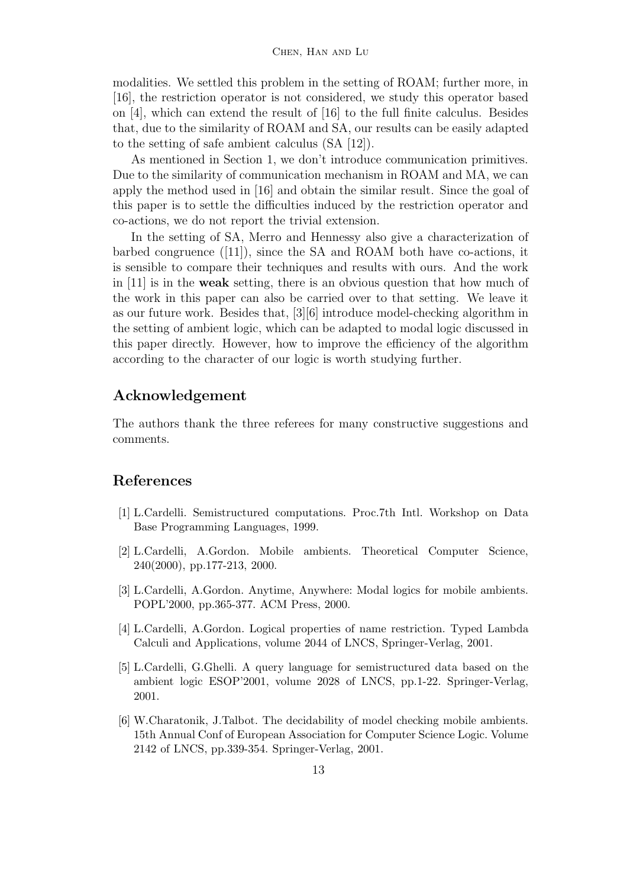modalities. We settled this problem in the setting of ROAM; further more, in [16], the restriction operator is not considered, we study this operator based on [4], which can extend the result of [16] to the full finite calculus. Besides that, due to the similarity of ROAM and SA, our results can be easily adapted to the setting of safe ambient calculus (SA [12]).

As mentioned in Section 1, we don't introduce communication primitives. Due to the similarity of communication mechanism in ROAM and MA, we can apply the method used in [16] and obtain the similar result. Since the goal of this paper is to settle the difficulties induced by the restriction operator and co-actions, we do not report the trivial extension.

In the setting of SA, Merro and Hennessy also give a characterization of barbed congruence ([11]), since the SA and ROAM both have co-actions, it is sensible to compare their techniques and results with ours. And the work in [11] is in the **weak** setting, there is an obvious question that how much of the work in this paper can also be carried over to that setting. We leave it as our future work. Besides that, [3][6] introduce model-checking algorithm in the setting of ambient logic, which can be adapted to modal logic discussed in this paper directly. However, how to improve the efficiency of the algorithm according to the character of our logic is worth studying further.

## Acknowledgement

The authors thank the three referees for many constructive suggestions and comments.

## References

[1] L.Cardelli. Semistructured computations. Proc.7th Intl. Workshop on Data Base Programming Languages, 1999.

[2] L.Cardelli, A.Gordon. Mobile ambients. Theoretical Computer Science, 240(2000), pp.177-213, 2000.

[3] L.Cardelli, A.Gordon. Anytime, Anywhere: Modal logics for mobile ambients. POPL'2000, pp.365-377. ACM Press, 2000.

[4] L.Cardelli, A.Gordon. Logical properties of name restriction. Typed Lambda Calculi and Applications, volume 2044 of LNCS, Springer-Verlag, 2001.

[5] L.Cardelli, G.Ghelli. A query language for semistructured data based on the ambient logic ESOP'2001, volume 2028 of LNCS, pp.1-22. Springer-Verlag, 2001.

[6] W.Charatonik, J.Talbot. The decidability of model checking mobile ambients. 15th Annual Conf of European Association for Computer Science Logic. Volume 2142 of LNCS, pp.339-354. Springer-Verlag, 2001.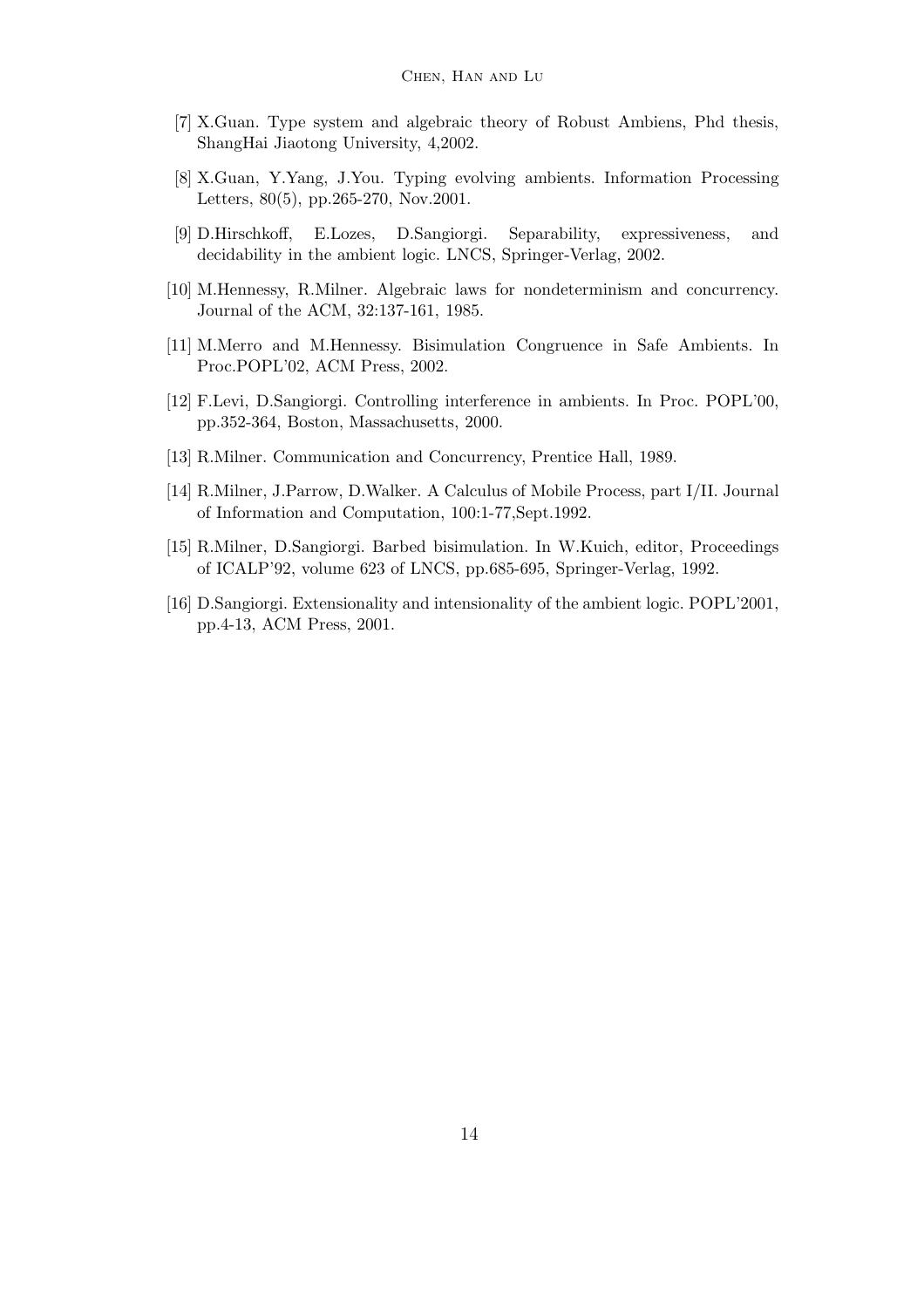[7] X.Guan. Type system and algebraic theory of Robust Ambiens, Phd thesis, ShangHai Jiaotong University, 4,2002.

[8] X.Guan, Y.Yang, J.You. Typing evolving ambients. Information Processing Letters, 80(5), pp.265-270, Nov.2001.

[9] D.Hirschkoff, E.Lozes, D.Sangiorgi. Separability, expressiveness, and decidability in the ambient logic. LNCS, Springer-Verlag, 2002.

[10] M.Hennessy, R.Milner. Algebraic laws for nondeterminism and concurrency. Journal of the ACM, 32:137-161, 1985.

[11] M.Merro and M.Hennessy. Bisimulation Congruence in Safe Ambients. In Proc.POPL'02, ACM Press, 2002.

[12] F.Levi, D.Sangiorgi. Controlling interference in ambients. In Proc. POPL'00, pp.352-364, Boston, Massachusetts, 2000.

[13] R.Milner. Communication and Concurrency, Prentice Hall, 1989.

[14] R.Milner, J.Parrow, D.Walker. A Calculus of Mobile Process, part I/II. Journal of Information and Computation, 100:1-77,Sept.1992.

[15] R.Milner, D.Sangiorgi. Barbed bisimulation. In W.Kuich, editor, Proceedings of ICALP'92, volume 623 of LNCS, pp.685-695, Springer-Verlag, 1992.

[16] D.Sangiorgi. Extensionality and intensionality of the ambient logic. POPL'2001, pp.4-13, ACM Press, 2001.